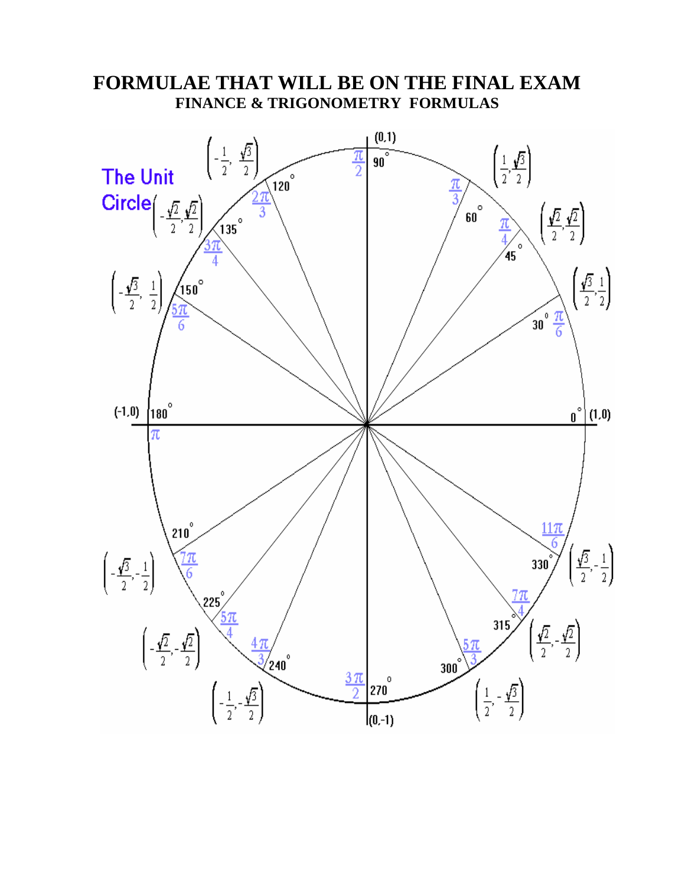# FORMULAE THAT WILL BE ON THE FINAL EXAM

## FINANCE & TRIGONOMETRY FORMULAS

The Unit Circle

| Degrees | Radians | Coordinates |
|---|---|---|
| $0^\circ$ | | $(1,0)$ |
| $30^\circ$ | $\frac{\pi}{6}$ | $\left(\frac{\sqrt{3}}{2}, \frac{1}{2}\right)$ |
| $45^\circ$ | $\frac{\pi}{4}$ | $\left(\frac{\sqrt{2}}{2}, \frac{\sqrt{2}}{2}\right)$ |
| $60^\circ$ | $\frac{\pi}{3}$ | $\left(\frac{1}{2}, \frac{\sqrt{3}}{2}\right)$ |
| $90^\circ$ | $\frac{\pi}{2}$ | $(0,1)$ |
| $120^\circ$ | $\frac{2\pi}{3}$ | $\left(-\frac{1}{2}, \frac{\sqrt{3}}{2}\right)$ |
| $135^\circ$ | $\frac{3\pi}{4}$ | $\left(-\frac{\sqrt{2}}{2}, \frac{\sqrt{2}}{2}\right)$ |
| $150^\circ$ | $\frac{5\pi}{6}$ | $\left(-\frac{\sqrt{3}}{2}, \frac{1}{2}\right)$ |
| $180^\circ$ | $\pi$ | $(-1,0)$ |
| $210^\circ$ | $\frac{7\pi}{6}$ | $\left(-\frac{\sqrt{3}}{2}, -\frac{1}{2}\right)$ |
| $225^\circ$ | $\frac{5\pi}{4}$ | $\left(-\frac{\sqrt{2}}{2}, -\frac{\sqrt{2}}{2}\right)$ |
| $240^\circ$ | $\frac{4\pi}{3}$ | $\left(-\frac{1}{2}, -\frac{\sqrt{3}}{2}\right)$ |
| $270^\circ$ | $\frac{3\pi}{2}$ | $(0,-1)$ |
| $300^\circ$ | $\frac{5\pi}{3}$ | $\left(\frac{1}{2}, -\frac{\sqrt{3}}{2}\right)$ |
| $315^\circ$ | $\frac{7\pi}{4}$ | $\left(\frac{\sqrt{2}}{2}, -\frac{\sqrt{2}}{2}\right)$ |
| $330^\circ$ | $\frac{11\pi}{6}$ | $\left(\frac{\sqrt{3}}{2}, -\frac{1}{2}\right)$ |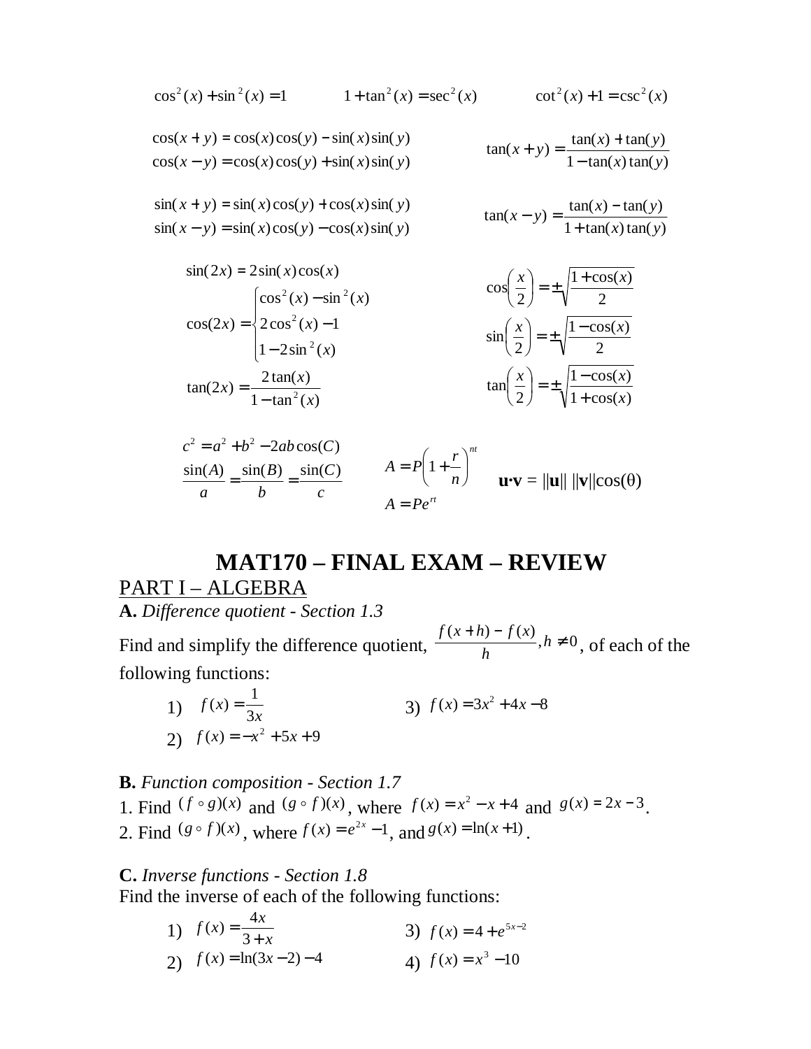$$\cos^2(x) + \sin^2(x) = 1 \qquad 1 + \tan^2(x) = \sec^2(x) \qquad \cot^2(x) + 1 = \csc^2(x)$$

$$\cos(x+y) = \cos(x)\cos(y) - \sin(x)\sin(y)$$
$$\cos(x-y) = \cos(x)\cos(y) + \sin(x)\sin(y)$$

$$\tan(x+y) = \frac{\tan(x) + \tan(y)}{1 - \tan(x)\tan(y)}$$

$$\sin(x+y) = \sin(x)\cos(y) + \cos(x)\sin(y)$$
$$\sin(x-y) = \sin(x)\cos(y) - \cos(x)\sin(y)$$

$$\tan(x-y) = \frac{\tan(x) - \tan(y)}{1 + \tan(x)\tan(y)}$$

$$\sin(2x) = 2\sin(x)\cos(x)$$

$$\cos(2x) = \begin{cases} \cos^2(x) - \sin^2(x) \\ 2\cos^2(x) - 1 \\ 1 - 2\sin^2(x) \end{cases}$$

$$\tan(2x) = \frac{2\tan(x)}{1 - \tan^2(x)}$$

$$\cos\left(\frac{x}{2}\right) = \pm\sqrt{\frac{1+\cos(x)}{2}}$$

$$\sin\left(\frac{x}{2}\right) = \pm\sqrt{\frac{1-\cos(x)}{2}}$$

$$\tan\left(\frac{x}{2}\right) = \pm\sqrt{\frac{1-\cos(x)}{1+\cos(x)}}$$

$$c^2 = a^2 + b^2 - 2ab\cos(C)$$

$$\frac{\sin(A)}{a} = \frac{\sin(B)}{b} = \frac{\sin(C)}{c}$$

$$A = P\left(1 + \frac{r}{n}\right)^{nt}$$

$$A = Pe^{rt}$$

$$\mathbf{u}\cdot\mathbf{v} = \|\mathbf{u}\|\,\|\mathbf{v}\|\cos(\theta)$$

# MAT170 – FINAL EXAM – REVIEW

## PART I – ALGEBRA

**A.** *Difference quotient - Section 1.3*

Find and simplify the difference quotient, $\frac{f(x+h) - f(x)}{h}, h \neq 0$, of each of the following functions:

1) $f(x) = \frac{1}{3x}$
2) $f(x) = -x^2 + 5x + 9$
3) $f(x) = 3x^2 + 4x - 8$

**B.** *Function composition - Section 1.7*

1. Find $(f \circ g)(x)$ and $(g \circ f)(x)$, where $f(x) = x^2 - x + 4$ and $g(x) = 2x - 3$.
2. Find $(g \circ f)(x)$, where $f(x) = e^{2x} - 1$, and $g(x) = \ln(x+1)$.

**C.** *Inverse functions - Section 1.8*

Find the inverse of each of the following functions:

1) $f(x) = \frac{4x}{3+x}$
2) $f(x) = \ln(3x-2) - 4$
3) $f(x) = 4 + e^{5x-2}$
4) $f(x) = x^3 - 10$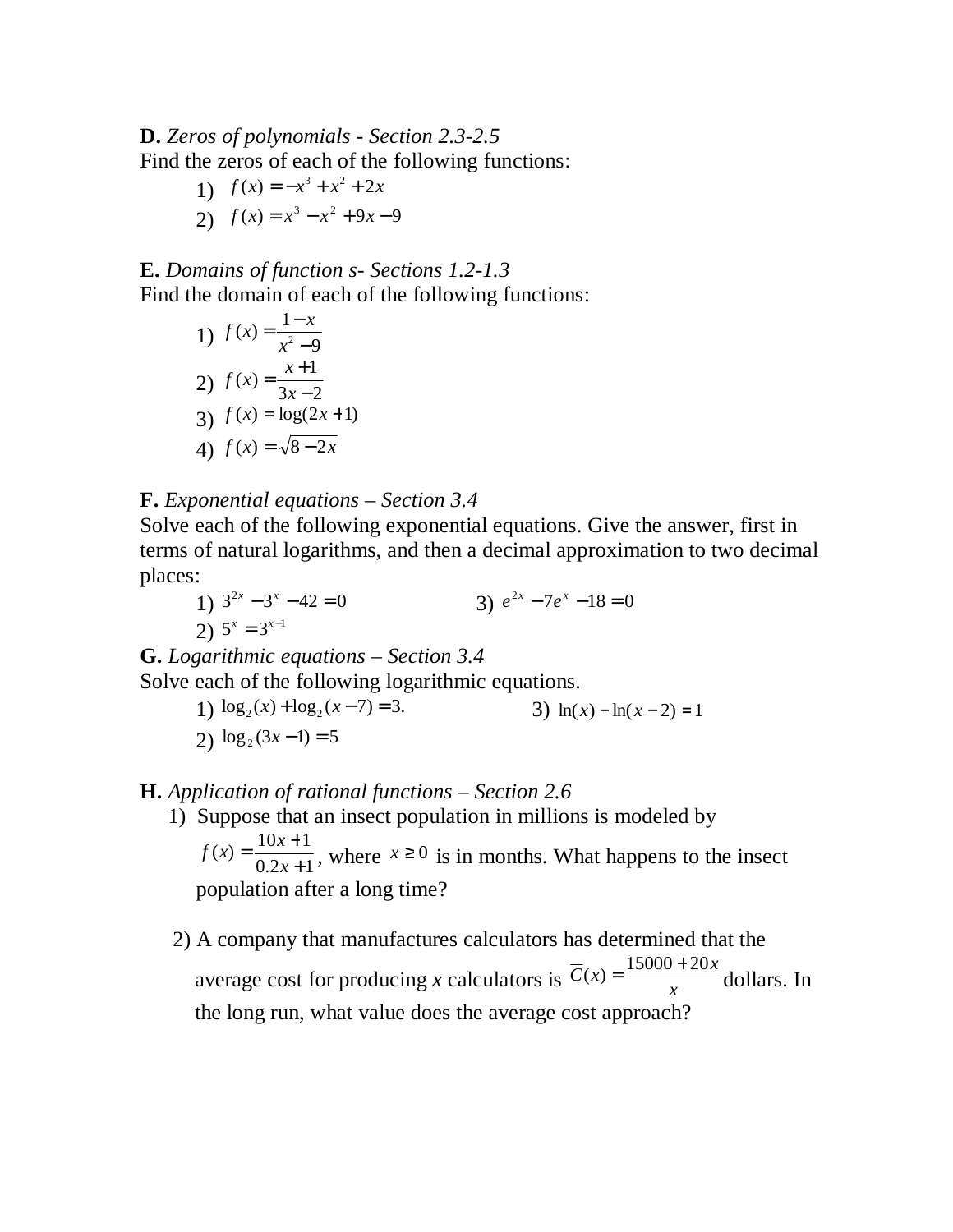**D.** *Zeros of polynomials - Section 2.3-2.5*

Find the zeros of each of the following functions:

1) $f(x) = -x^3 + x^2 + 2x$
2) $f(x) = x^3 - x^2 + 9x - 9$

**E.** *Domains of function s- Sections 1.2-1.3*

Find the domain of each of the following functions:

1) $f(x) = \dfrac{1-x}{x^2-9}$
2) $f(x) = \dfrac{x+1}{3x-2}$
3) $f(x) = \log(2x+1)$
4) $f(x) = \sqrt{8-2x}$

**F.** *Exponential equations – Section 3.4*

Solve each of the following exponential equations. Give the answer, first in terms of natural logarithms, and then a decimal approximation to two decimal places:

1) $3^{2x} - 3^x - 42 = 0$
2) $5^x = 3^{x-1}$
3) $e^{2x} - 7e^x - 18 = 0$

**G.** *Logarithmic equations – Section 3.4*

Solve each of the following logarithmic equations.

1) $\log_2(x) + \log_2(x-7) = 3.$
2) $\log_2(3x-1) = 5$
3) $\ln(x) - \ln(x-2) = 1$

**H.** *Application of rational functions – Section 2.6*

1) Suppose that an insect population in millions is modeled by $f(x) = \dfrac{10x+1}{0.2x+1}$, where $x \geq 0$ is in months. What happens to the insect population after a long time?

2) A company that manufactures calculators has determined that the average cost for producing *x* calculators is $\overline{C}(x) = \dfrac{15000+20x}{x}$ dollars. In the long run, what value does the average cost approach?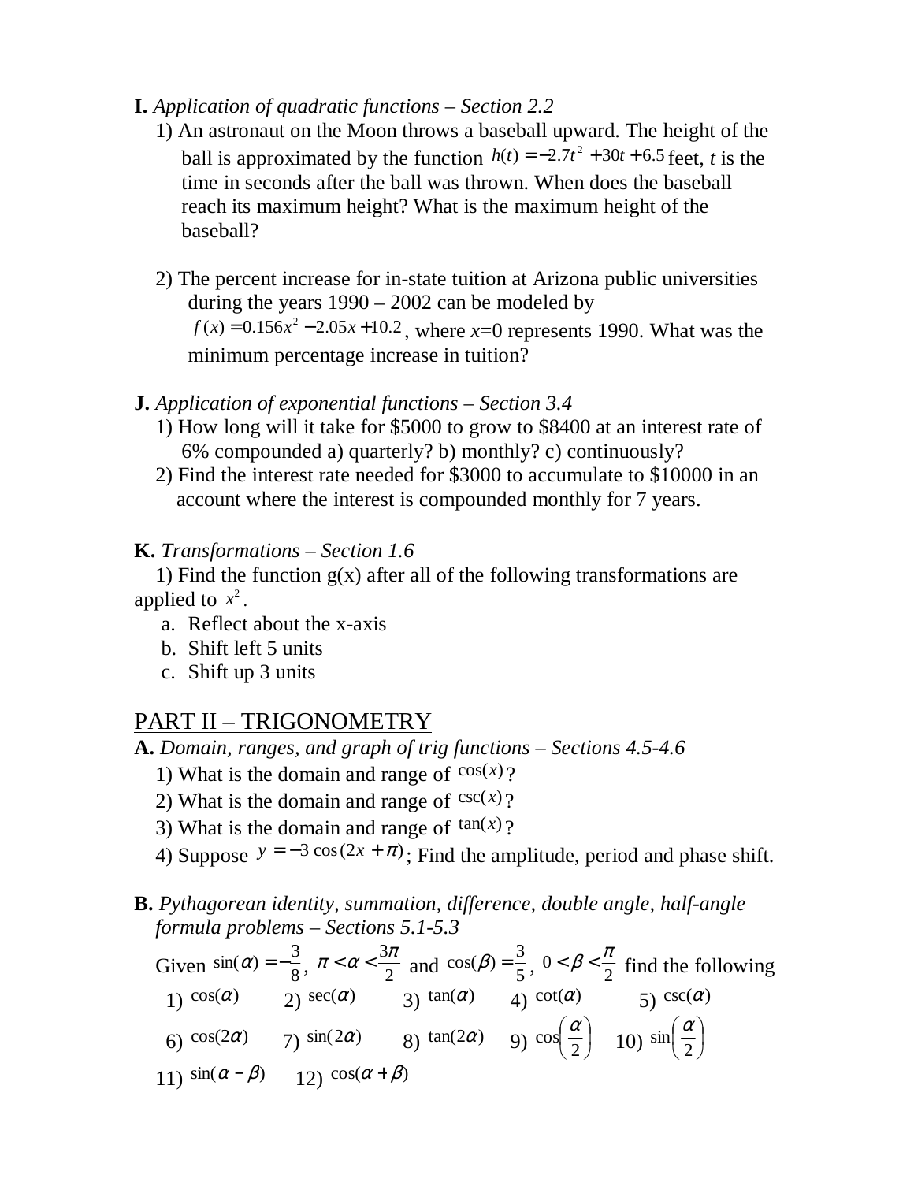**I.** *Application of quadratic functions – Section 2.2*

1) An astronaut on the Moon throws a baseball upward. The height of the ball is approximated by the function $h(t) = -2.7t^2 + 30t + 6.5$ feet, $t$ is the time in seconds after the ball was thrown. When does the baseball reach its maximum height? What is the maximum height of the baseball?

2) The percent increase for in-state tuition at Arizona public universities during the years 1990 – 2002 can be modeled by $f(x) = 0.156x^2 - 2.05x + 10.2$, where $x$=0 represents 1990. What was the minimum percentage increase in tuition?

**J.** *Application of exponential functions – Section 3.4*

1) How long will it take for $5000 to grow to $8400 at an interest rate of 6% compounded a) quarterly? b) monthly? c) continuously?

2) Find the interest rate needed for $3000 to accumulate to $10000 in an account where the interest is compounded monthly for 7 years.

**K.** *Transformations – Section 1.6*

1) Find the function g(x) after all of the following transformations are applied to $x^2$.

a. Reflect about the x-axis
b. Shift left 5 units
c. Shift up 3 units

## PART II – TRIGONOMETRY

**A.** *Domain, ranges, and graph of trig functions – Sections 4.5-4.6*

1) What is the domain and range of $\cos(x)$?

2) What is the domain and range of $\csc(x)$?

3) What is the domain and range of $\tan(x)$?

4) Suppose $y = -3\cos(2x + \pi)$; Find the amplitude, period and phase shift.

**B.** *Pythagorean identity, summation, difference, double angle, half-angle formula problems – Sections 5.1-5.3*

Given $\sin(\alpha) = -\frac{3}{8}$, $\pi < \alpha < \frac{3\pi}{2}$ and $\cos(\beta) = \frac{3}{5}$, $0 < \beta < \frac{\pi}{2}$ find the following

1) $\cos(\alpha)$ 2) $\sec(\alpha)$ 3) $\tan(\alpha)$ 4) $\cot(\alpha)$ 5) $\csc(\alpha)$

6) $\cos(2\alpha)$ 7) $\sin(2\alpha)$ 8) $\tan(2\alpha)$ 9) $\cos\left(\frac{\alpha}{2}\right)$ 10) $\sin\left(\frac{\alpha}{2}\right)$

11) $\sin(\alpha - \beta)$ 12) $\cos(\alpha + \beta)$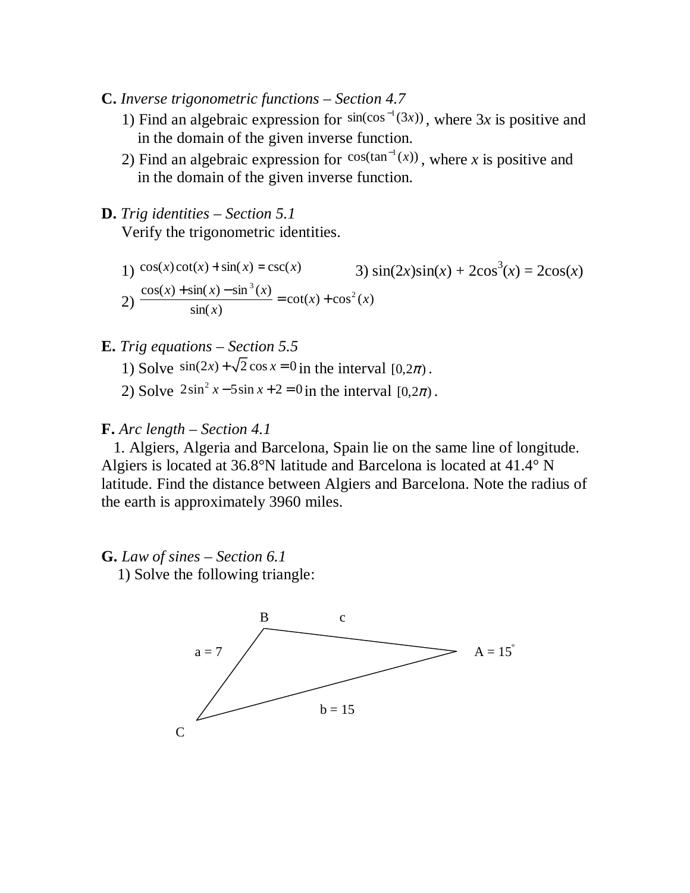**C.** *Inverse trigonometric functions – Section 4.7*

1) Find an algebraic expression for $\sin(\cos^{-1}(3x))$, where $3x$ is positive and in the domain of the given inverse function.

2) Find an algebraic expression for $\cos(\tan^{-1}(x))$, where $x$ is positive and in the domain of the given inverse function.

**D.** *Trig identities – Section 5.1*

Verify the trigonometric identities.

1) $\cos(x)\cot(x) + \sin(x) = \csc(x)$

2) $\dfrac{\cos(x) + \sin(x) - \sin^3(x)}{\sin(x)} = \cot(x) + \cos^2(x)$

3) $\sin(2x)\sin(x) + 2\cos^3(x) = 2\cos(x)$

**E.** *Trig equations – Section 5.5*

1) Solve $\sin(2x) + \sqrt{2}\cos x = 0$ in the interval $[0, 2\pi)$.

2) Solve $2\sin^2 x - 5\sin x + 2 = 0$ in the interval $[0, 2\pi)$.

**F.** *Arc length – Section 4.1*

1. Algiers, Algeria and Barcelona, Spain lie on the same line of longitude. Algiers is located at 36.8°N latitude and Barcelona is located at 41.4° N latitude. Find the distance between Algiers and Barcelona. Note the radius of the earth is approximately 3960 miles.

**G.** *Law of sines – Section 6.1*

1) Solve the following triangle:

B, c, $a = 7$, $A = 15^\circ$, $b = 15$, C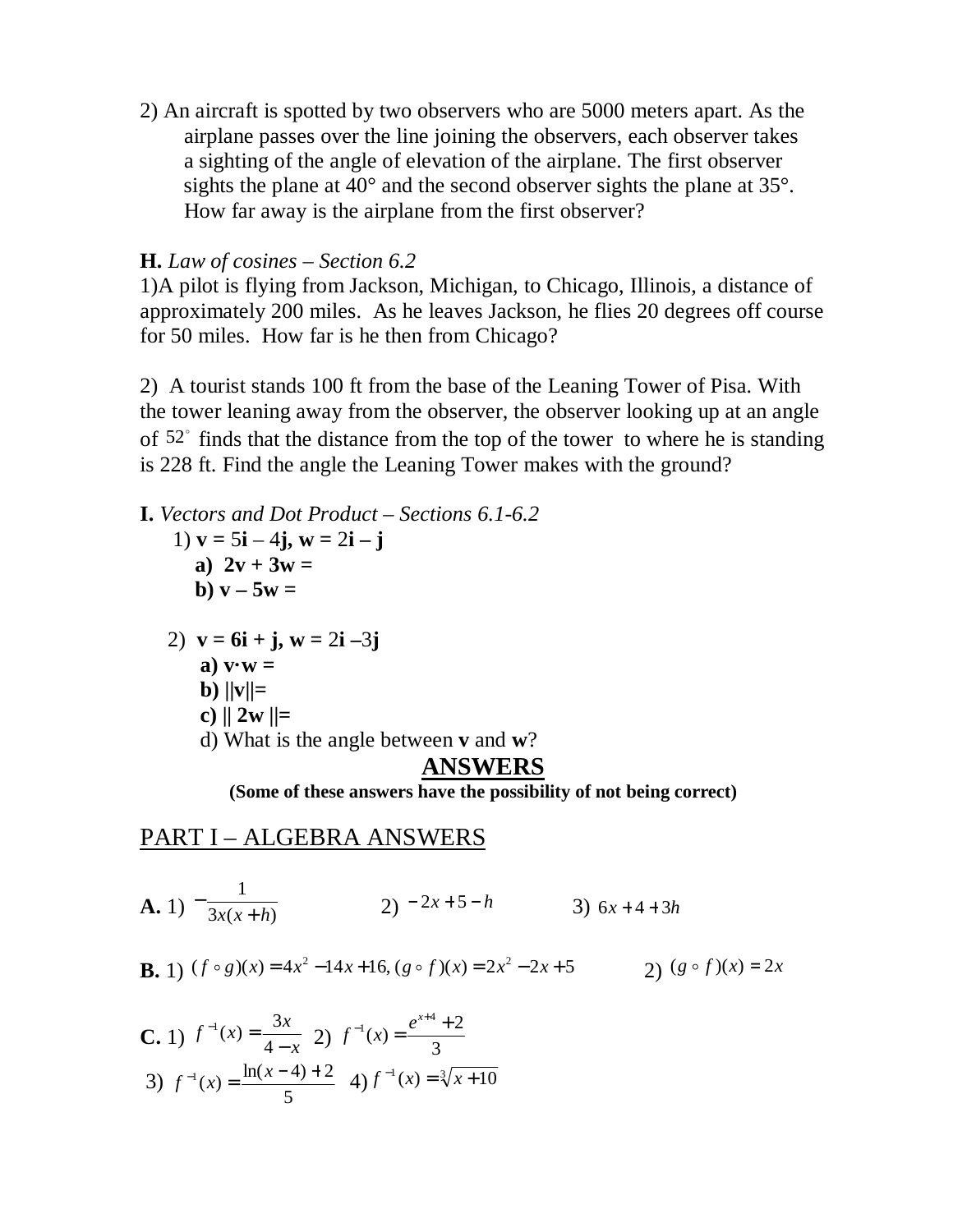2) An aircraft is spotted by two observers who are 5000 meters apart. As the airplane passes over the line joining the observers, each observer takes a sighting of the angle of elevation of the airplane. The first observer sights the plane at 40° and the second observer sights the plane at 35°. How far away is the airplane from the first observer?

**H.** *Law of cosines – Section 6.2*

1)A pilot is flying from Jackson, Michigan, to Chicago, Illinois, a distance of approximately 200 miles. As he leaves Jackson, he flies 20 degrees off course for 50 miles. How far is he then from Chicago?

2) A tourist stands 100 ft from the base of the Leaning Tower of Pisa. With the tower leaning away from the observer, the observer looking up at an angle of $52^\circ$ finds that the distance from the top of the tower to where he is standing is 228 ft. Find the angle the Leaning Tower makes with the ground?

**I.** *Vectors and Dot Product – Sections 6.1-6.2*

1) **v** = 5**i** – 4**j**, **w** = 2**i** – **j**

**a) 2v + 3w =**

**b) v – 5w =**

2) **v = 6i + j, w =** 2**i** –3**j**

**a) v·w =**

**b) ||v||=**

**c) || 2w ||=**

d) What is the angle between **v** and **w**?

## ANSWERS

**(Some of these answers have the possibility of not being correct)**

## PART I – ALGEBRA ANSWERS

**A.** 1) $-\dfrac{1}{3x(x+h)}$ 2) $-2x+5-h$ 3) $6x+4+3h$

**B.** 1) $(f \circ g)(x) = 4x^2 - 14x + 16, (g \circ f)(x) = 2x^2 - 2x + 5$ 2) $(g \circ f)(x) = 2x$

**C.** 1) $f^{-1}(x) = \dfrac{3x}{4-x}$ 2) $f^{-1}(x) = \dfrac{e^{x+4}+2}{3}$

3) $f^{-1}(x) = \dfrac{\ln(x-4)+2}{5}$ 4) $f^{-1}(x) = \sqrt[3]{x+10}$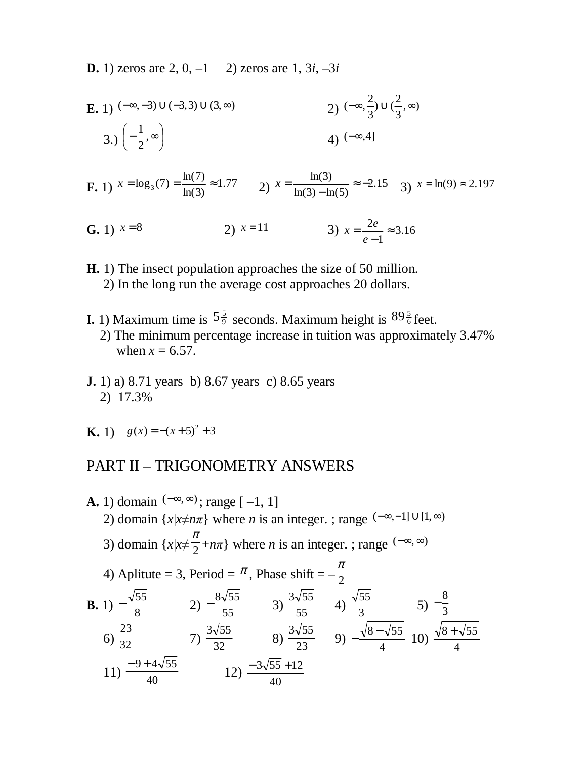**D.** 1) zeros are 2, 0, –1 2) zeros are 1, $3i$, $-3i$

**E.** 1) $(-\infty,-3)\cup(-3,3)\cup(3,\infty)$ 2) $(-\infty,\frac{2}{3})\cup(\frac{2}{3},\infty)$

3.) $\left(-\frac{1}{2},\infty\right)$ 4) $(-\infty,4]$

**F.** 1) $x=\log_3(7)=\frac{\ln(7)}{\ln(3)}\approx 1.77$ 2) $x=\frac{\ln(3)}{\ln(3)-\ln(5)}\approx -2.15$ 3) $x=\ln(9)\approx 2.197$

**G.** 1) $x=8$ 2) $x=11$ 3) $x=\frac{2e}{e-1}\approx 3.16$

**H.** 1) The insect population approaches the size of 50 million.
2) In the long run the average cost approaches 20 dollars.

**I.** 1) Maximum time is $5\frac{5}{9}$ seconds. Maximum height is $89\frac{5}{6}$ feet.
2) The minimum percentage increase in tuition was approximately 3.47% when $x = 6.57$.

**J.** 1) a) 8.71 years b) 8.67 years c) 8.65 years
2) 17.3%

**K.** 1) $g(x)=-(x+5)^2+3$

## PART II – TRIGONOMETRY ANSWERS

**A.** 1) domain $(-\infty,\infty)$; range [ –1, 1]
2) domain $\{x|x\neq n\pi\}$ where $n$ is an integer. ; range $(-\infty,-1]\cup[1,\infty)$
3) domain $\{x|x\neq\frac{\pi}{2}+n\pi\}$ where $n$ is an integer. ; range $(-\infty,\infty)$
4) Aplitute = 3, Period = $\pi$, Phase shift = $-\frac{\pi}{2}$

**B.** 1) $-\frac{\sqrt{55}}{8}$ 2) $-\frac{8\sqrt{55}}{55}$ 3) $\frac{3\sqrt{55}}{55}$ 4) $\frac{\sqrt{55}}{3}$ 5) $-\frac{8}{3}$
6) $\frac{23}{32}$ 7) $\frac{3\sqrt{55}}{32}$ 8) $\frac{3\sqrt{55}}{23}$ 9) $-\frac{\sqrt{8-\sqrt{55}}}{4}$ 10) $\frac{\sqrt{8+\sqrt{55}}}{4}$
11) $\frac{-9+4\sqrt{55}}{40}$ 12) $\frac{-3\sqrt{55}+12}{40}$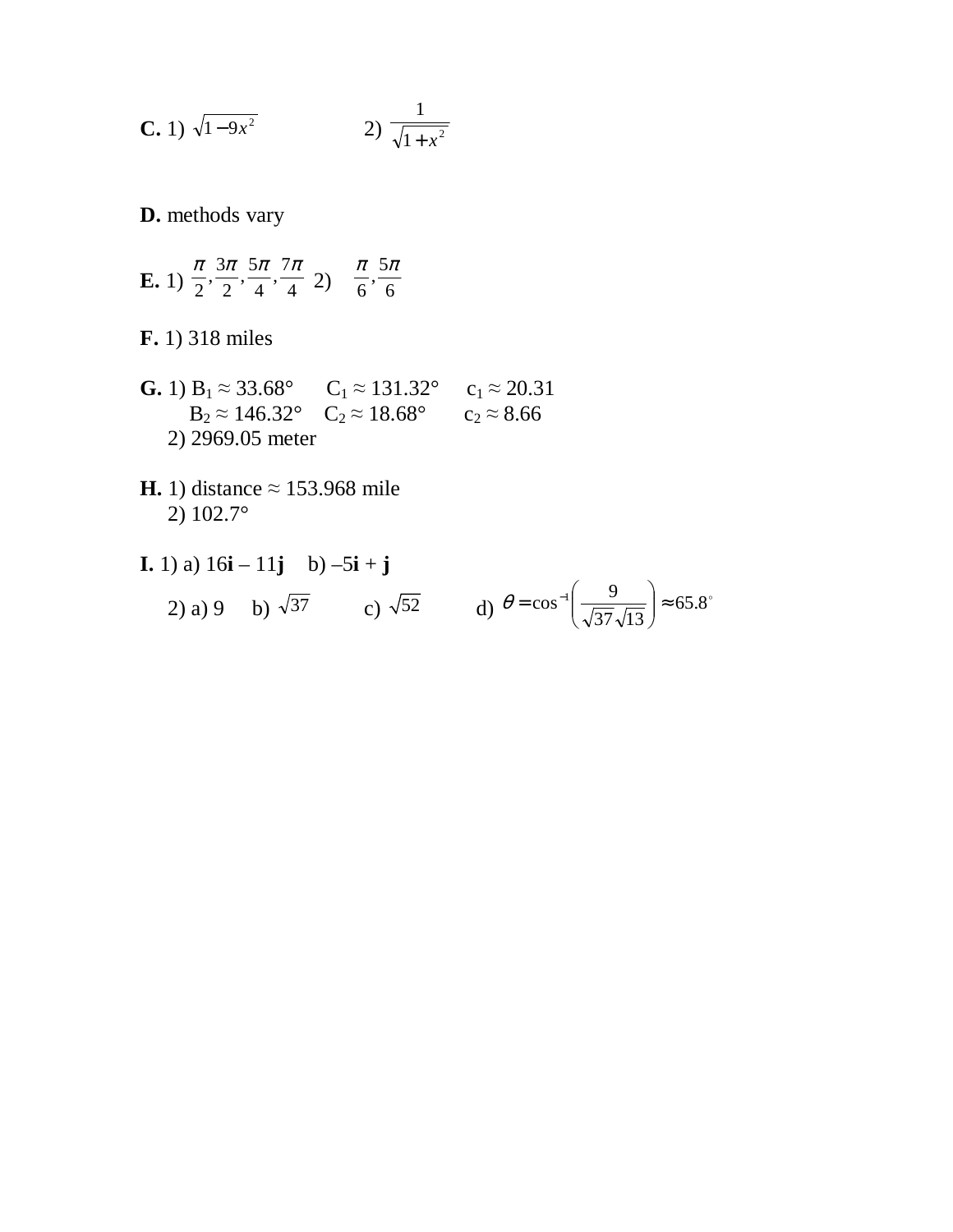**C.** 1) $\sqrt{1-9x^2}$ 2) $\dfrac{1}{\sqrt{1+x^2}}$

**D.** methods vary

**E.** 1) $\dfrac{\pi}{2}, \dfrac{3\pi}{2}, \dfrac{5\pi}{4}, \dfrac{7\pi}{4}$ 2) $\dfrac{\pi}{6}, \dfrac{5\pi}{6}$

**F.** 1) 318 miles

**G.** 1) $B_1 \approx 33.68°$ $C_1 \approx 131.32°$ $c_1 \approx 20.31$
$B_2 \approx 146.32°$ $C_2 \approx 18.68°$ $c_2 \approx 8.66$
2) 2969.05 meter

**H.** 1) distance ≈ 153.968 mile
2) 102.7°

**I.** 1) a) 16**i** – 11**j** b) –5**i** + **j**
2) a) 9 b) $\sqrt{37}$ c) $\sqrt{52}$ d) $\theta = \cos^{-1}\left(\dfrac{9}{\sqrt{37}\sqrt{13}}\right) \approx 65.8°$